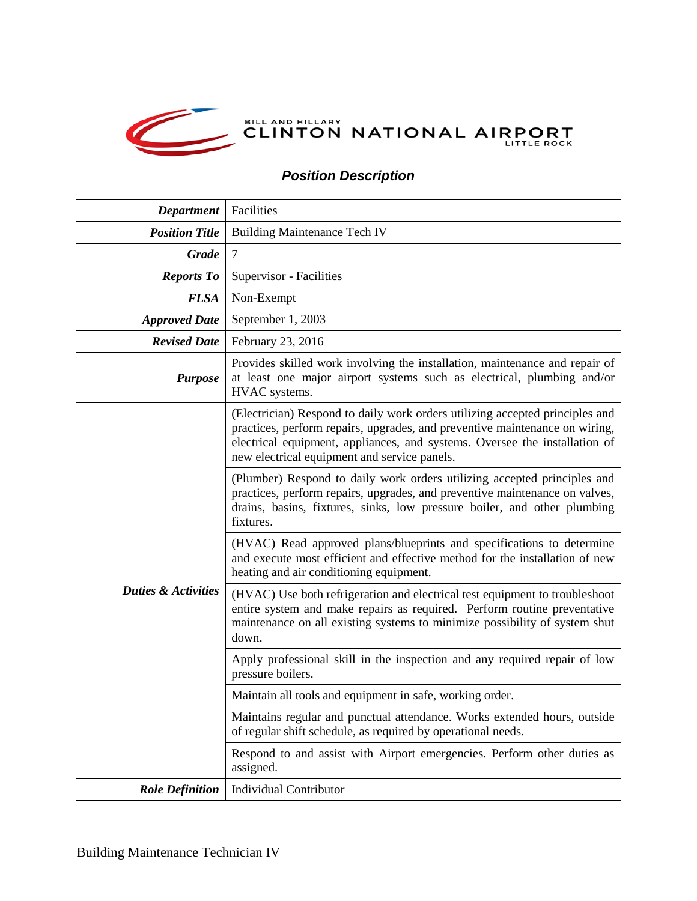BILL AND HILLARY
CLINTON NATIONAL AIRPORT
LITTLE ROCK

## *Position Description*

| | |
|---|---|
| ***Department*** | Facilities |
| ***Position Title*** | Building Maintenance Tech IV |
| ***Grade*** | 7 |
| ***Reports To*** | Supervisor - Facilities |
| ***FLSA*** | Non-Exempt |
| ***Approved Date*** | September 1, 2003 |
| ***Revised Date*** | February 23, 2016 |
| ***Purpose*** | Provides skilled work involving the installation, maintenance and repair of at least one major airport systems such as electrical, plumbing and/or HVAC systems. |
| ***Duties & Activities*** | (Electrician) Respond to daily work orders utilizing accepted principles and practices, perform repairs, upgrades, and preventive maintenance on wiring, electrical equipment, appliances, and systems. Oversee the installation of new electrical equipment and service panels. |
| | (Plumber) Respond to daily work orders utilizing accepted principles and practices, perform repairs, upgrades, and preventive maintenance on valves, drains, basins, fixtures, sinks, low pressure boiler, and other plumbing fixtures. |
| | (HVAC) Read approved plans/blueprints and specifications to determine and execute most efficient and effective method for the installation of new heating and air conditioning equipment. |
| | (HVAC) Use both refrigeration and electrical test equipment to troubleshoot entire system and make repairs as required. Perform routine preventative maintenance on all existing systems to minimize possibility of system shut down. |
| | Apply professional skill in the inspection and any required repair of low pressure boilers. |
| | Maintain all tools and equipment in safe, working order. |
| | Maintains regular and punctual attendance. Works extended hours, outside of regular shift schedule, as required by operational needs. |
| | Respond to and assist with Airport emergencies. Perform other duties as assigned. |
| ***Role Definition*** | Individual Contributor |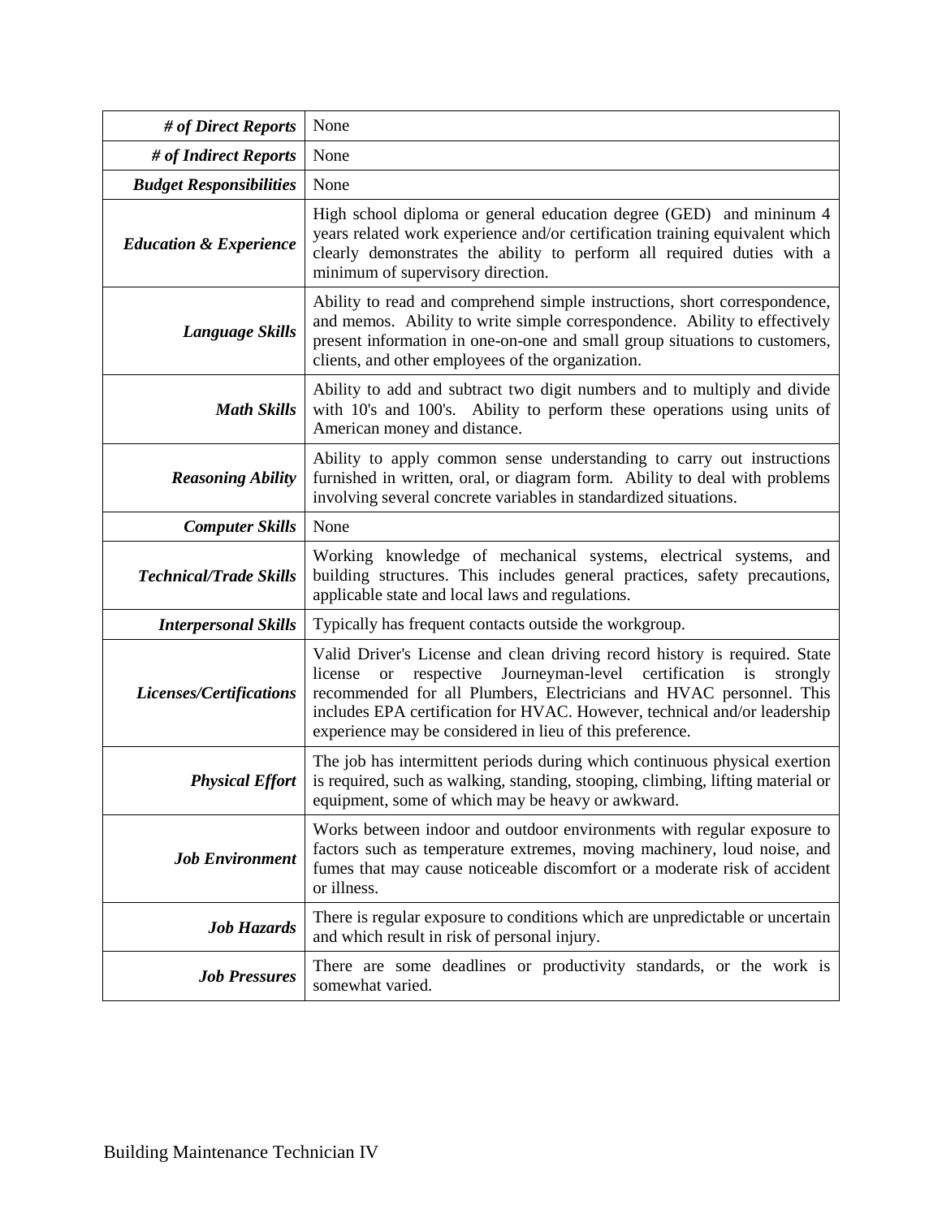| | |
|---|---|
| ***# of Direct Reports*** | None |
| ***# of Indirect Reports*** | None |
| ***Budget Responsibilities*** | None |
| ***Education & Experience*** | High school diploma or general education degree (GED) and mininum 4 years related work experience and/or certification training equivalent which clearly demonstrates the ability to perform all required duties with a minimum of supervisory direction. |
| ***Language Skills*** | Ability to read and comprehend simple instructions, short correspondence, and memos. Ability to write simple correspondence. Ability to effectively present information in one-on-one and small group situations to customers, clients, and other employees of the organization. |
| ***Math Skills*** | Ability to add and subtract two digit numbers and to multiply and divide with 10's and 100's. Ability to perform these operations using units of American money and distance. |
| ***Reasoning Ability*** | Ability to apply common sense understanding to carry out instructions furnished in written, oral, or diagram form. Ability to deal with problems involving several concrete variables in standardized situations. |
| ***Computer Skills*** | None |
| ***Technical/Trade Skills*** | Working knowledge of mechanical systems, electrical systems, and building structures. This includes general practices, safety precautions, applicable state and local laws and regulations. |
| ***Interpersonal Skills*** | Typically has frequent contacts outside the workgroup. |
| ***Licenses/Certifications*** | Valid Driver's License and clean driving record history is required. State license or respective Journeyman-level certification is strongly recommended for all Plumbers, Electricians and HVAC personnel. This includes EPA certification for HVAC. However, technical and/or leadership experience may be considered in lieu of this preference. |
| ***Physical Effort*** | The job has intermittent periods during which continuous physical exertion is required, such as walking, standing, stooping, climbing, lifting material or equipment, some of which may be heavy or awkward. |
| ***Job Environment*** | Works between indoor and outdoor environments with regular exposure to factors such as temperature extremes, moving machinery, loud noise, and fumes that may cause noticeable discomfort or a moderate risk of accident or illness. |
| ***Job Hazards*** | There is regular exposure to conditions which are unpredictable or uncertain and which result in risk of personal injury. |
| ***Job Pressures*** | There are some deadlines or productivity standards, or the work is somewhat varied. |